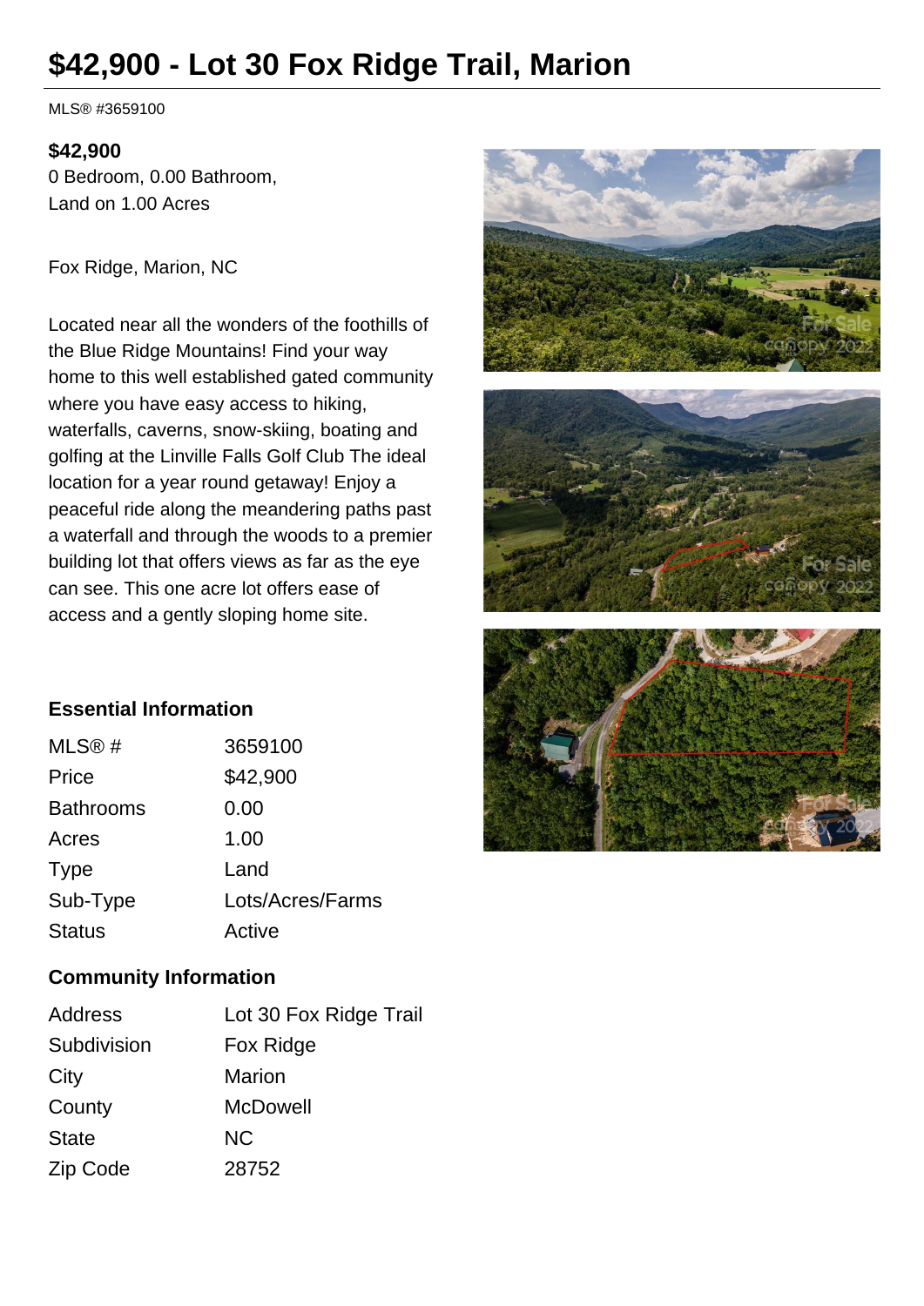# $42,900 - Lot 30 Fox Ridge Trail, Marion

MLS® #3659100

**$42,900**
0 Bedroom, 0.00 Bathroom,
Land on 1.00 Acres

Fox Ridge, Marion, NC

Located near all the wonders of the foothills of the Blue Ridge Mountains! Find your way home to this well established gated community where you have easy access to hiking, waterfalls, caverns, snow-skiing, boating and golfing at the Linville Falls Golf Club The ideal location for a year round getaway! Enjoy a peaceful ride along the meandering paths past a waterfall and through the woods to a premier building lot that offers views as far as the eye can see. This one acre lot offers ease of access and a gently sloping home site.

## Essential Information

| | |
|---|---|
| MLS® # | 3659100 |
| Price | $42,900 |
| Bathrooms | 0.00 |
| Acres | 1.00 |
| Type | Land |
| Sub-Type | Lots/Acres/Farms |
| Status | Active |

## Community Information

| | |
|---|---|
| Address | Lot 30 Fox Ridge Trail |
| Subdivision | Fox Ridge |
| City | Marion |
| County | McDowell |
| State | NC |
| Zip Code | 28752 |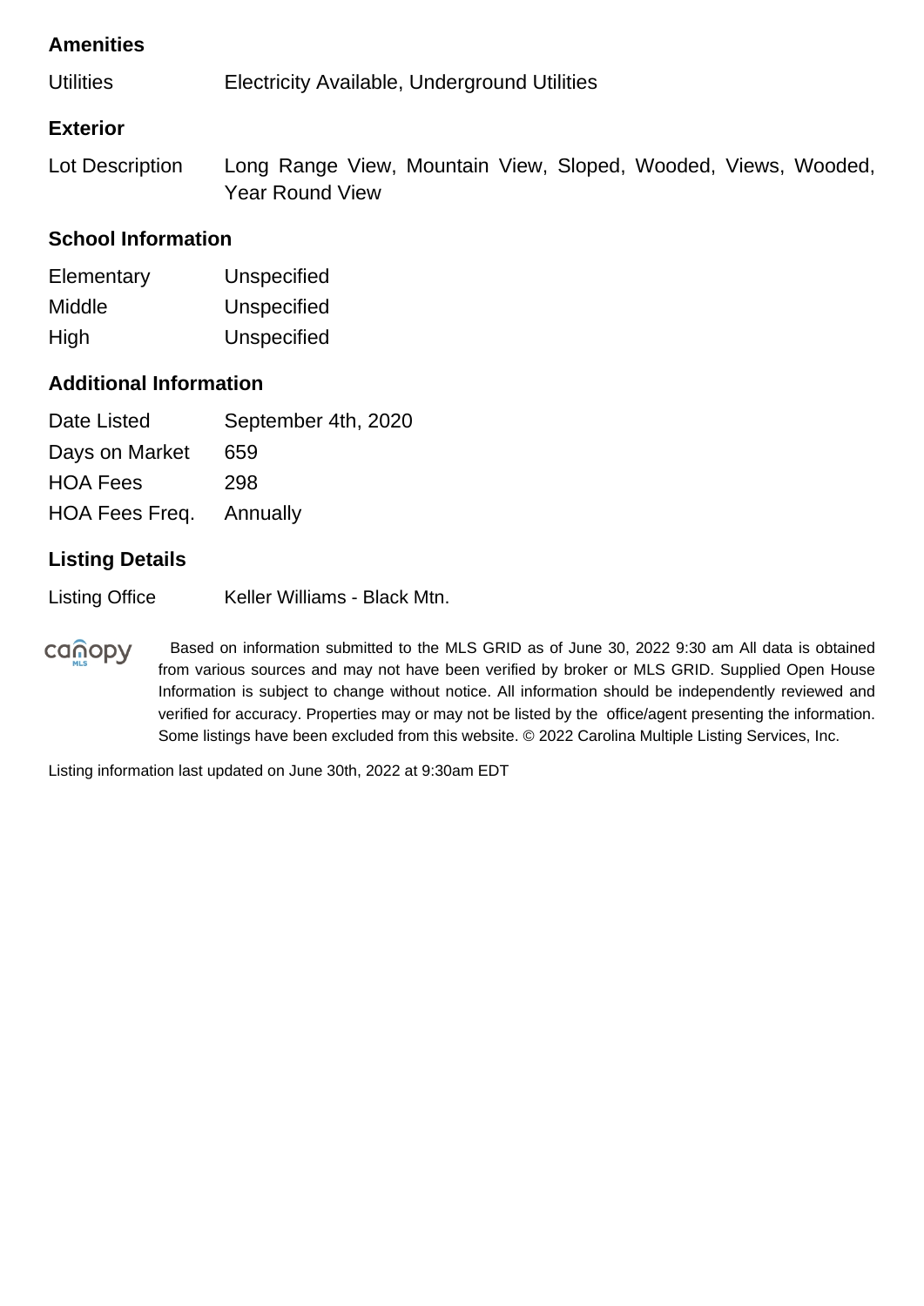## Amenities

| | |
|---|---|
| Utilities | Electricity Available, Underground Utilities |

## Exterior

| | |
|---|---|
| Lot Description | Long Range View, Mountain View, Sloped, Wooded, Views, Wooded, Year Round View |

## School Information

| | |
|---|---|
| Elementary | Unspecified |
| Middle | Unspecified |
| High | Unspecified |

## Additional Information

| | |
|---|---|
| Date Listed | September 4th, 2020 |
| Days on Market | 659 |
| HOA Fees | 298 |
| HOA Fees Freq. | Annually |

## Listing Details

| | |
|---|---|
| Listing Office | Keller Williams - Black Mtn. |

canopy MLS

Based on information submitted to the MLS GRID as of June 30, 2022 9:30 am All data is obtained from various sources and may not have been verified by broker or MLS GRID. Supplied Open House Information is subject to change without notice. All information should be independently reviewed and verified for accuracy. Properties may or may not be listed by the office/agent presenting the information. Some listings have been excluded from this website. © 2022 Carolina Multiple Listing Services, Inc.

Listing information last updated on June 30th, 2022 at 9:30am EDT